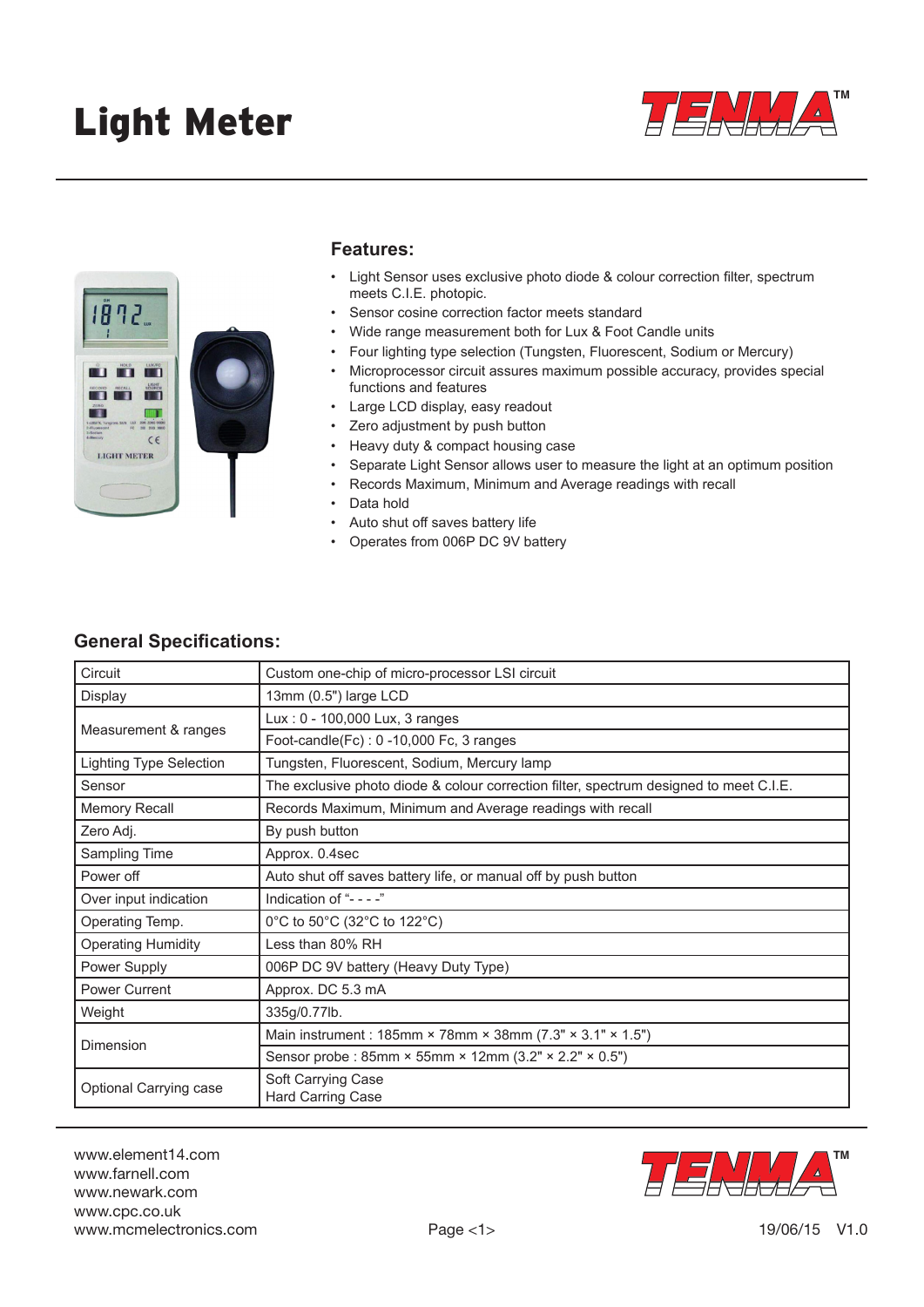# Light Meter

TENMA™

## Features:

- Light Sensor uses exclusive photo diode & colour correction filter, spectrum meets C.I.E. photopic.
- Sensor cosine correction factor meets standard
- Wide range measurement both for Lux & Foot Candle units
- Four lighting type selection (Tungsten, Fluorescent, Sodium or Mercury)
- Microprocessor circuit assures maximum possible accuracy, provides special functions and features
- Large LCD display, easy readout
- Zero adjustment by push button
- Heavy duty & compact housing case
- Separate Light Sensor allows user to measure the light at an optimum position
- Records Maximum, Minimum and Average readings with recall
- Data hold
- Auto shut off saves battery life
- Operates from 006P DC 9V battery

## General Specifications:

| | |
|---|---|
| Circuit | Custom one-chip of micro-processor LSI circuit |
| Display | 13mm (0.5") large LCD |
| Measurement & ranges | Lux : 0 - 100,000 Lux, 3 ranges |
| | Foot-candle(Fc) : 0 -10,000 Fc, 3 ranges |
| Lighting Type Selection | Tungsten, Fluorescent, Sodium, Mercury lamp |
| Sensor | The exclusive photo diode & colour correction filter, spectrum designed to meet C.I.E. |
| Memory Recall | Records Maximum, Minimum and Average readings with recall |
| Zero Adj. | By push button |
| Sampling Time | Approx. 0.4sec |
| Power off | Auto shut off saves battery life, or manual off by push button |
| Over input indication | Indication of "- - - -" |
| Operating Temp. | 0°C to 50°C (32°C to 122°C) |
| Operating Humidity | Less than 80% RH |
| Power Supply | 006P DC 9V battery (Heavy Duty Type) |
| Power Current | Approx. DC 5.3 mA |
| Weight | 335g/0.77lb. |
| Dimension | Main instrument : 185mm × 78mm × 38mm (7.3" × 3.1" × 1.5") |
| | Sensor probe : 85mm × 55mm × 12mm (3.2" × 2.2" × 0.5") |
| Optional Carrying case | Soft Carrying Case<br>Hard Carring Case |

www.element14.com
www.farnell.com
www.newark.com
www.cpc.co.uk
www.mcmelectronics.com

19/06/15 V1.0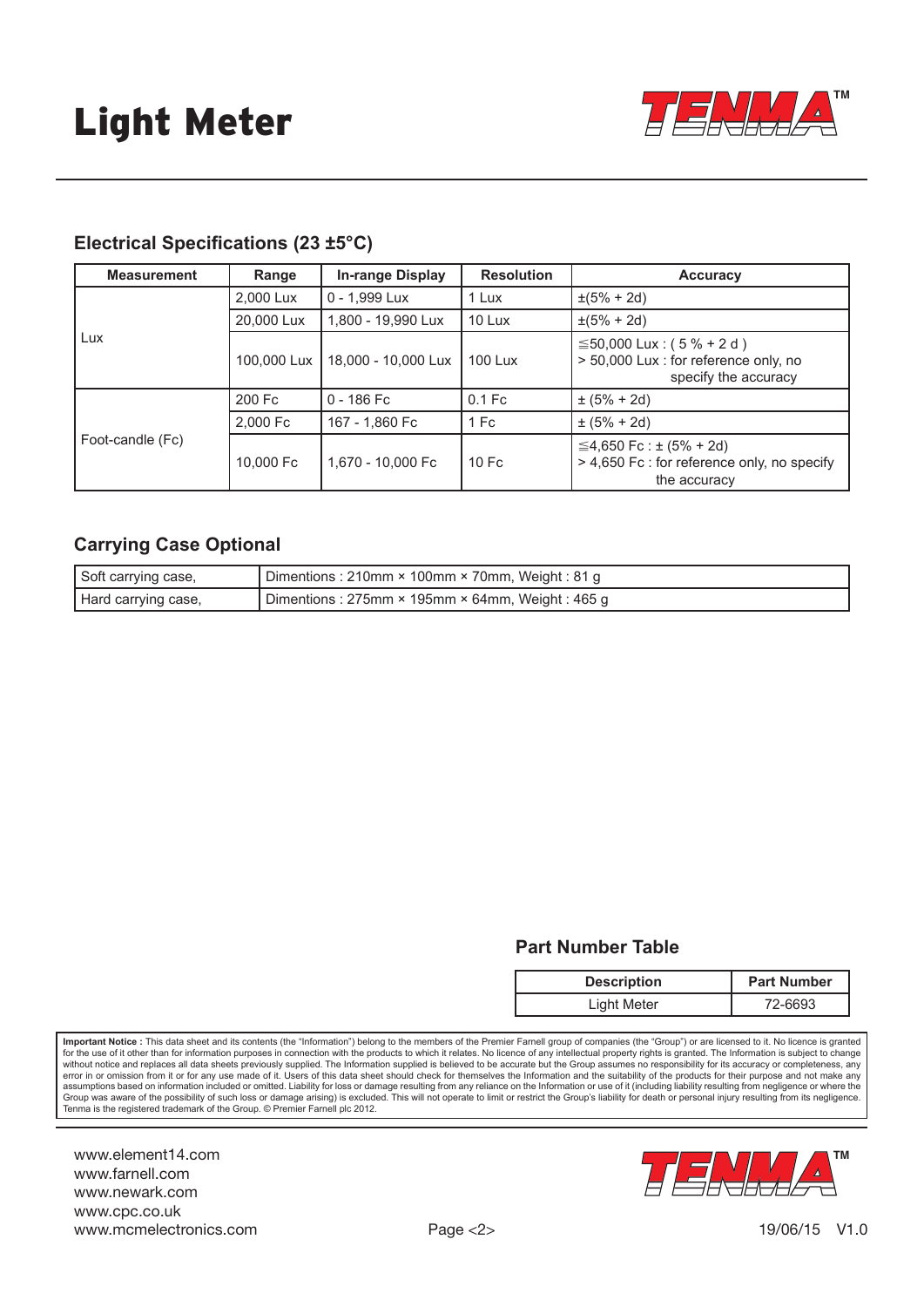# Light Meter

## Electrical Specifications (23 ±5°C)

| Measurement | Range | In-range Display | Resolution | Accuracy |
|---|---|---|---|---|
| Lux | 2,000 Lux | 0 - 1,999 Lux | 1 Lux | ±(5% + 2d) |
| | 20,000 Lux | 1,800 - 19,990 Lux | 10 Lux | ±(5% + 2d) |
| | 100,000 Lux | 18,000 - 10,000 Lux | 100 Lux | ≦50,000 Lux : ( 5 % + 2 d ) > 50,000 Lux : for reference only, no specify the accuracy |
| Foot-candle (Fc) | 200 Fc | 0 - 186 Fc | 0.1 Fc | ± (5% + 2d) |
| | 2,000 Fc | 167 - 1,860 Fc | 1 Fc | ± (5% + 2d) |
| | 10,000 Fc | 1,670 - 10,000 Fc | 10 Fc | ≦4,650 Fc : ± (5% + 2d) > 4,650 Fc : for reference only, no specify the accuracy |

## Carrying Case Optional

| | |
|---|---|
| Soft carrying case, | Dimentions : 210mm × 100mm × 70mm, Weight : 81 g |
| Hard carrying case, | Dimentions : 275mm × 195mm × 64mm, Weight : 465 g |

## Part Number Table

| Description | Part Number |
|---|---|
| Light Meter | 72-6693 |

**Important Notice :** This data sheet and its contents (the "Information") belong to the members of the Premier Farnell group of companies (the "Group") or are licensed to it. No licence is granted for the use of it other than for information purposes in connection with the products to which it relates. No licence of any intellectual property rights is granted. The Information is subject to change without notice and replaces all data sheets previously supplied. The Information supplied is believed to be accurate but the Group assumes no responsibility for its accuracy or completeness, any error in or omission from it or for any use made of it. Users of this data sheet should check for themselves the Information and the suitability of the products for their purpose and not make any assumptions based on information included or omitted. Liability for loss or damage resulting from any reliance on the Information or use of it (including liability resulting from negligence or where the Group was aware of the possibility of such loss or damage arising) is excluded. This will not operate to limit or restrict the Group's liability for death or personal injury resulting from its negligence. Tenma is the registered trademark of the Group. © Premier Farnell plc 2012.

www.element14.com
www.farnell.com
www.newark.com
www.cpc.co.uk
www.mcmelectronics.com

19/06/15 V1.0